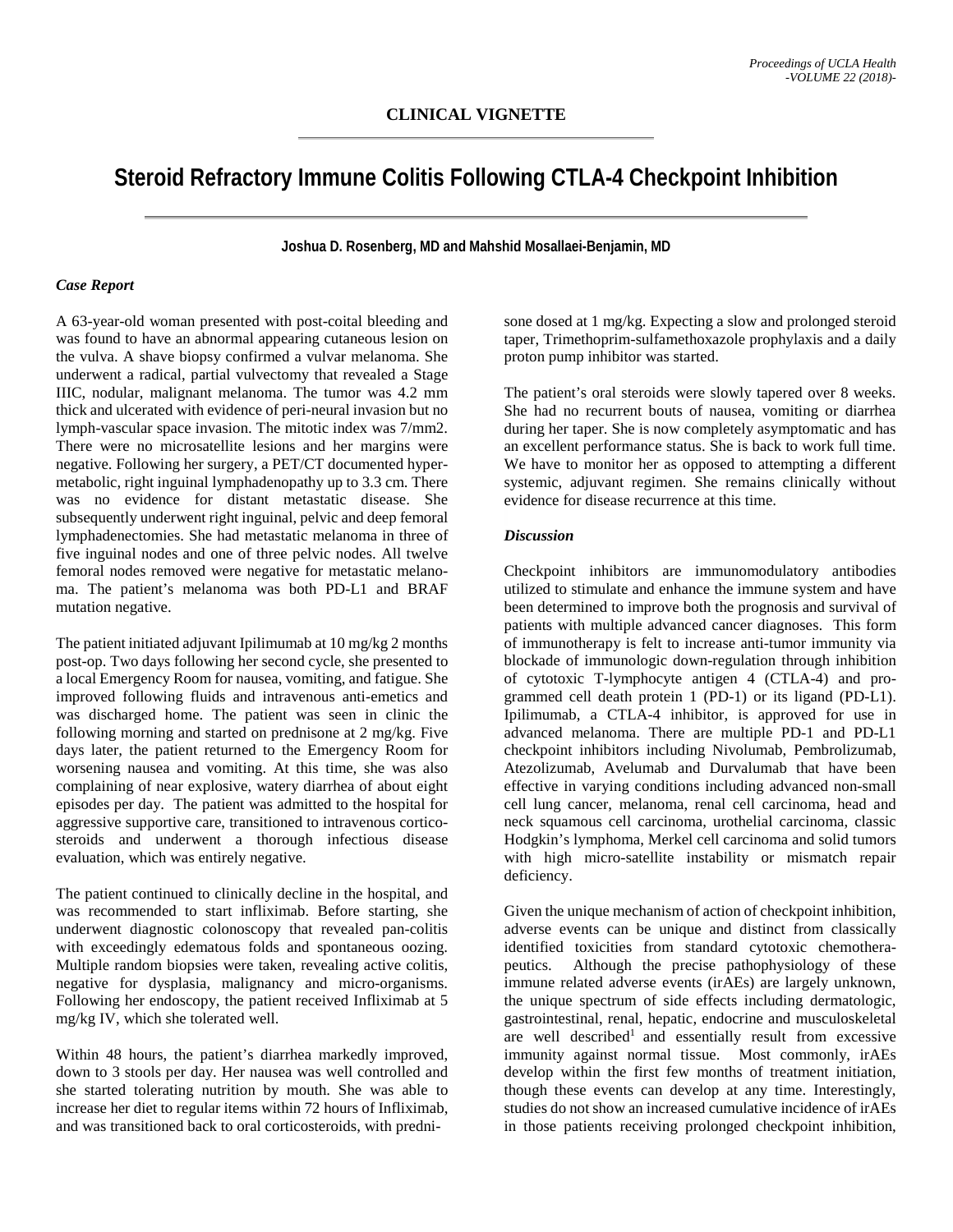**CLINICAL VIGNETTE**

# Steroid Refractory Immune Colitis Following CTLA-4 Checkpoint Inhibition

**Joshua D. Rosenberg, MD and Mahshid Mosallaei-Benjamin, MD**

### *Case Report*

A 63-year-old woman presented with post-coital bleeding and was found to have an abnormal appearing cutaneous lesion on the vulva. A shave biopsy confirmed a vulvar melanoma. She underwent a radical, partial vulvectomy that revealed a Stage IIIC, nodular, malignant melanoma. The tumor was 4.2 mm thick and ulcerated with evidence of peri-neural invasion but no lymph-vascular space invasion. The mitotic index was 7/mm2. There were no microsatellite lesions and her margins were negative. Following her surgery, a PET/CT documented hyper-metabolic, right inguinal lymphadenopathy up to 3.3 cm. There was no evidence for distant metastatic disease. She subsequently underwent right inguinal, pelvic and deep femoral lymphadenectomies. She had metastatic melanoma in three of five inguinal nodes and one of three pelvic nodes. All twelve femoral nodes removed were negative for metastatic melanoma. The patient's melanoma was both PD-L1 and BRAF mutation negative.

The patient initiated adjuvant Ipilimumab at 10 mg/kg 2 months post-op. Two days following her second cycle, she presented to a local Emergency Room for nausea, vomiting, and fatigue. She improved following fluids and intravenous anti-emetics and was discharged home. The patient was seen in clinic the following morning and started on prednisone at 2 mg/kg. Five days later, the patient returned to the Emergency Room for worsening nausea and vomiting. At this time, she was also complaining of near explosive, watery diarrhea of about eight episodes per day. The patient was admitted to the hospital for aggressive supportive care, transitioned to intravenous corticosteroids and underwent a thorough infectious disease evaluation, which was entirely negative.

The patient continued to clinically decline in the hospital, and was recommended to start infliximab. Before starting, she underwent diagnostic colonoscopy that revealed pan-colitis with exceedingly edematous folds and spontaneous oozing. Multiple random biopsies were taken, revealing active colitis, negative for dysplasia, malignancy and micro-organisms. Following her endoscopy, the patient received Infliximab at 5 mg/kg IV, which she tolerated well.

Within 48 hours, the patient's diarrhea markedly improved, down to 3 stools per day. Her nausea was well controlled and she started tolerating nutrition by mouth. She was able to increase her diet to regular items within 72 hours of Infliximab, and was transitioned back to oral corticosteroids, with prednisone dosed at 1 mg/kg. Expecting a slow and prolonged steroid taper, Trimethoprim-sulfamethoxazole prophylaxis and a daily proton pump inhibitor was started.

The patient's oral steroids were slowly tapered over 8 weeks. She had no recurrent bouts of nausea, vomiting or diarrhea during her taper. She is now completely asymptomatic and has an excellent performance status. She is back to work full time. We have to monitor her as opposed to attempting a different systemic, adjuvant regimen. She remains clinically without evidence for disease recurrence at this time.

### *Discussion*

Checkpoint inhibitors are immunomodulatory antibodies utilized to stimulate and enhance the immune system and have been determined to improve both the prognosis and survival of patients with multiple advanced cancer diagnoses. This form of immunotherapy is felt to increase anti-tumor immunity via blockade of immunologic down-regulation through inhibition of cytotoxic T-lymphocyte antigen 4 (CTLA-4) and programmed cell death protein 1 (PD-1) or its ligand (PD-L1). Ipilimumab, a CTLA-4 inhibitor, is approved for use in advanced melanoma. There are multiple PD-1 and PD-L1 checkpoint inhibitors including Nivolumab, Pembrolizumab, Atezolizumab, Avelumab and Durvalumab that have been effective in varying conditions including advanced non-small cell lung cancer, melanoma, renal cell carcinoma, head and neck squamous cell carcinoma, urothelial carcinoma, classic Hodgkin's lymphoma, Merkel cell carcinoma and solid tumors with high micro-satellite instability or mismatch repair deficiency.

Given the unique mechanism of action of checkpoint inhibition, adverse events can be unique and distinct from classically identified toxicities from standard cytotoxic chemotherapeutics. Although the precise pathophysiology of these immune related adverse events (irAEs) are largely unknown, the unique spectrum of side effects including dermatologic, gastrointestinal, renal, hepatic, endocrine and musculoskeletal are well described[1] and essentially result from excessive immunity against normal tissue. Most commonly, irAEs develop within the first few months of treatment initiation, though these events can develop at any time. Interestingly, studies do not show an increased cumulative incidence of irAEs in those patients receiving prolonged checkpoint inhibition,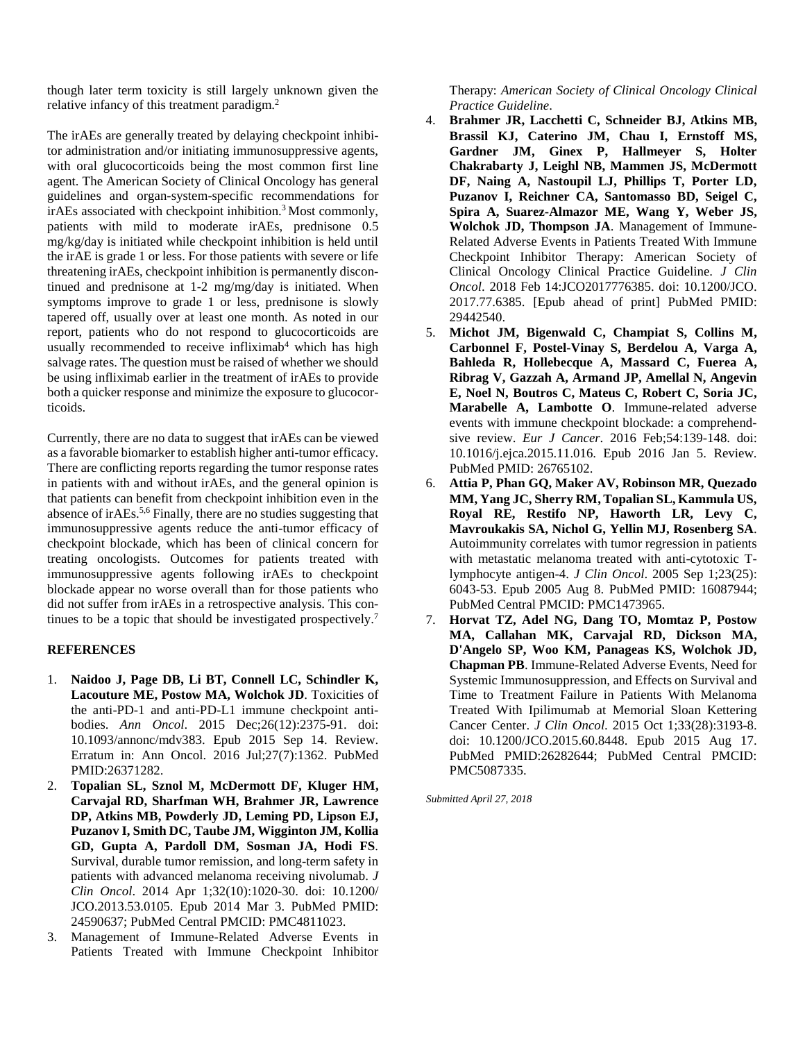though later term toxicity is still largely unknown given the relative infancy of this treatment paradigm.[2]

The irAEs are generally treated by delaying checkpoint inhibitor administration and/or initiating immunosuppressive agents, with oral glucocorticoids being the most common first line agent. The American Society of Clinical Oncology has general guidelines and organ-system-specific recommendations for irAEs associated with checkpoint inhibition.[3] Most commonly, patients with mild to moderate irAEs, prednisone 0.5 mg/kg/day is initiated while checkpoint inhibition is held until the irAE is grade 1 or less. For those patients with severe or life threatening irAEs, checkpoint inhibition is permanently discontinued and prednisone at 1-2 mg/mg/day is initiated. When symptoms improve to grade 1 or less, prednisone is slowly tapered off, usually over at least one month. As noted in our report, patients who do not respond to glucocorticoids are usually recommended to receive infliximab[4] which has high salvage rates. The question must be raised of whether we should be using infliximab earlier in the treatment of irAEs to provide both a quicker response and minimize the exposure to glucocorticoids.

Currently, there are no data to suggest that irAEs can be viewed as a favorable biomarker to establish higher anti-tumor efficacy. There are conflicting reports regarding the tumor response rates in patients with and without irAEs, and the general opinion is that patients can benefit from checkpoint inhibition even in the absence of irAEs.[5,6] Finally, there are no studies suggesting that immunosuppressive agents reduce the anti-tumor efficacy of checkpoint blockade, which has been of clinical concern for treating oncologists. Outcomes for patients treated with immunosuppressive agents following irAEs to checkpoint blockade appear no worse overall than for those patients who did not suffer from irAEs in a retrospective analysis. This continues to be a topic that should be investigated prospectively.[7]

## REFERENCES

1. **Naidoo J, Page DB, Li BT, Connell LC, Schindler K, Lacouture ME, Postow MA, Wolchok JD**. Toxicities of the anti-PD-1 and anti-PD-L1 immune checkpoint antibodies. *Ann Oncol*. 2015 Dec;26(12):2375-91. doi: 10.1093/annonc/mdv383. Epub 2015 Sep 14. Review. Erratum in: Ann Oncol. 2016 Jul;27(7):1362. PubMed PMID:26371282.
2. **Topalian SL, Sznol M, McDermott DF, Kluger HM, Carvajal RD, Sharfman WH, Brahmer JR, Lawrence DP, Atkins MB, Powderly JD, Leming PD, Lipson EJ, Puzanov I, Smith DC, Taube JM, Wigginton JM, Kollia GD, Gupta A, Pardoll DM, Sosman JA, Hodi FS**. Survival, durable tumor remission, and long-term safety in patients with advanced melanoma receiving nivolumab. *J Clin Oncol*. 2014 Apr 1;32(10):1020-30. doi: 10.1200/JCO.2013.53.0105. Epub 2014 Mar 3. PubMed PMID: 24590637; PubMed Central PMCID: PMC4811023.
3. Management of Immune-Related Adverse Events in Patients Treated with Immune Checkpoint Inhibitor Therapy: *American Society of Clinical Oncology Clinical Practice Guideline*.
4. **Brahmer JR, Lacchetti C, Schneider BJ, Atkins MB, Brassil KJ, Caterino JM, Chau I, Ernstoff MS, Gardner JM, Ginex P, Hallmeyer S, Holter Chakrabarty J, Leighl NB, Mammen JS, McDermott DF, Naing A, Nastoupil LJ, Phillips T, Porter LD, Puzanov I, Reichner CA, Santomasso BD, Seigel C, Spira A, Suarez-Almazor ME, Wang Y, Weber JS, Wolchok JD, Thompson JA**. Management of Immune-Related Adverse Events in Patients Treated With Immune Checkpoint Inhibitor Therapy: American Society of Clinical Oncology Clinical Practice Guideline. *J Clin Oncol*. 2018 Feb 14:JCO2017776385. doi: 10.1200/JCO.2017.77.6385. [Epub ahead of print] PubMed PMID: 29442540.
5. **Michot JM, Bigenwald C, Champiat S, Collins M, Carbonnel F, Postel-Vinay S, Berdelou A, Varga A, Bahleda R, Hollebecque A, Massard C, Fuerea A, Ribrag V, Gazzah A, Armand JP, Amellal N, Angevin E, Noel N, Boutros C, Mateus C, Robert C, Soria JC, Marabelle A, Lambotte O**. Immune-related adverse events with immune checkpoint blockade: a comprehendsive review. *Eur J Cancer*. 2016 Feb;54:139-148. doi: 10.1016/j.ejca.2015.11.016. Epub 2016 Jan 5. Review. PubMed PMID: 26765102.
6. **Attia P, Phan GQ, Maker AV, Robinson MR, Quezado MM, Yang JC, Sherry RM, Topalian SL, Kammula US, Royal RE, Restifo NP, Haworth LR, Levy C, Mavroukakis SA, Nichol G, Yellin MJ, Rosenberg SA**. Autoimmunity correlates with tumor regression in patients with metastatic melanoma treated with anti-cytotoxic T-lymphocyte antigen-4. *J Clin Oncol*. 2005 Sep 1;23(25): 6043-53. Epub 2005 Aug 8. PubMed PMID: 16087944; PubMed Central PMCID: PMC1473965.
7. **Horvat TZ, Adel NG, Dang TO, Momtaz P, Postow MA, Callahan MK, Carvajal RD, Dickson MA, D'Angelo SP, Woo KM, Panageas KS, Wolchok JD, Chapman PB**. Immune-Related Adverse Events, Need for Systemic Immunosuppression, and Effects on Survival and Time to Treatment Failure in Patients With Melanoma Treated With Ipilimumab at Memorial Sloan Kettering Cancer Center. *J Clin Oncol*. 2015 Oct 1;33(28):3193-8. doi: 10.1200/JCO.2015.60.8448. Epub 2015 Aug 17. PubMed PMID:26282644; PubMed Central PMCID: PMC5087335.

*Submitted April 27, 2018*